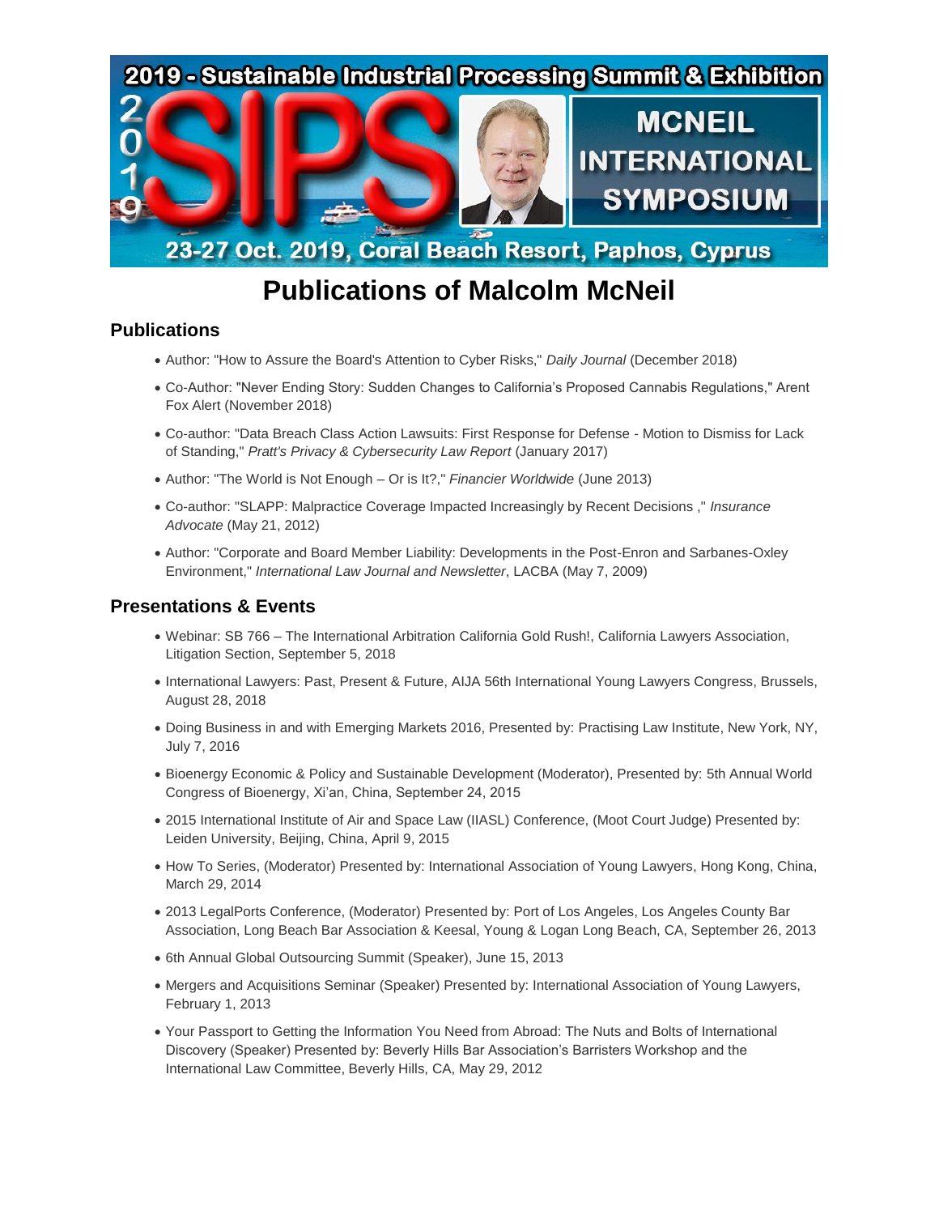# Publications of Malcolm McNeil

## Publications

- Author: "How to Assure the Board's Attention to Cyber Risks," *Daily Journal* (December 2018)
- Co-Author: "Never Ending Story: Sudden Changes to California's Proposed Cannabis Regulations," Arent Fox Alert (November 2018)
- Co-author: "Data Breach Class Action Lawsuits: First Response for Defense - Motion to Dismiss for Lack of Standing," *Pratt's Privacy & Cybersecurity Law Report* (January 2017)
- Author: "The World is Not Enough – Or is It?," *Financier Worldwide* (June 2013)
- Co-author: "SLAPP: Malpractice Coverage Impacted Increasingly by Recent Decisions ," *Insurance Advocate* (May 21, 2012)
- Author: "Corporate and Board Member Liability: Developments in the Post-Enron and Sarbanes-Oxley Environment," *International Law Journal and Newsletter*, LACBA (May 7, 2009)

## Presentations & Events

- Webinar: SB 766 – The International Arbitration California Gold Rush!, California Lawyers Association, Litigation Section, September 5, 2018
- International Lawyers: Past, Present & Future, AIJA 56th International Young Lawyers Congress, Brussels, August 28, 2018
- Doing Business in and with Emerging Markets 2016, Presented by: Practising Law Institute, New York, NY, July 7, 2016
- Bioenergy Economic & Policy and Sustainable Development (Moderator), Presented by: 5th Annual World Congress of Bioenergy, Xi'an, China, September 24, 2015
- 2015 International Institute of Air and Space Law (IIASL) Conference, (Moot Court Judge) Presented by: Leiden University, Beijing, China, April 9, 2015
- How To Series, (Moderator) Presented by: International Association of Young Lawyers, Hong Kong, China, March 29, 2014
- 2013 LegalPorts Conference, (Moderator) Presented by: Port of Los Angeles, Los Angeles County Bar Association, Long Beach Bar Association & Keesal, Young & Logan Long Beach, CA, September 26, 2013
- 6th Annual Global Outsourcing Summit (Speaker), June 15, 2013
- Mergers and Acquisitions Seminar (Speaker) Presented by: International Association of Young Lawyers, February 1, 2013
- Your Passport to Getting the Information You Need from Abroad: The Nuts and Bolts of International Discovery (Speaker) Presented by: Beverly Hills Bar Association's Barristers Workshop and the International Law Committee, Beverly Hills, CA, May 29, 2012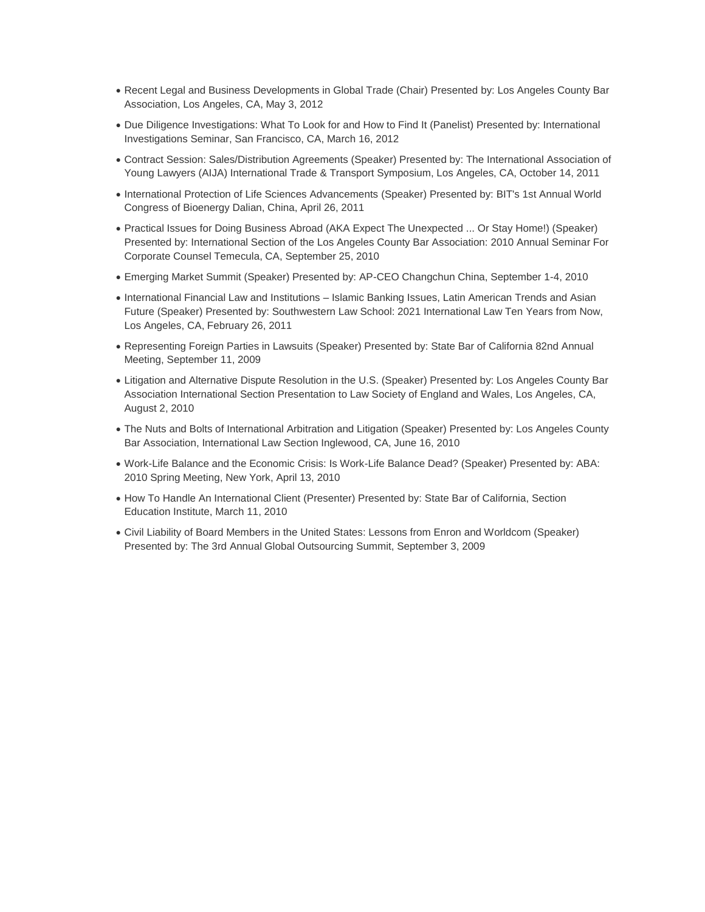- Recent Legal and Business Developments in Global Trade (Chair) Presented by: Los Angeles County Bar Association, Los Angeles, CA, May 3, 2012
- Due Diligence Investigations: What To Look for and How to Find It (Panelist) Presented by: International Investigations Seminar, San Francisco, CA, March 16, 2012
- Contract Session: Sales/Distribution Agreements (Speaker) Presented by: The International Association of Young Lawyers (AIJA) International Trade & Transport Symposium, Los Angeles, CA, October 14, 2011
- International Protection of Life Sciences Advancements (Speaker) Presented by: BIT's 1st Annual World Congress of Bioenergy Dalian, China, April 26, 2011
- Practical Issues for Doing Business Abroad (AKA Expect The Unexpected ... Or Stay Home!) (Speaker) Presented by: International Section of the Los Angeles County Bar Association: 2010 Annual Seminar For Corporate Counsel Temecula, CA, September 25, 2010
- Emerging Market Summit (Speaker) Presented by: AP-CEO Changchun China, September 1-4, 2010
- International Financial Law and Institutions – Islamic Banking Issues, Latin American Trends and Asian Future (Speaker) Presented by: Southwestern Law School: 2021 International Law Ten Years from Now, Los Angeles, CA, February 26, 2011
- Representing Foreign Parties in Lawsuits (Speaker) Presented by: State Bar of California 82nd Annual Meeting, September 11, 2009
- Litigation and Alternative Dispute Resolution in the U.S. (Speaker) Presented by: Los Angeles County Bar Association International Section Presentation to Law Society of England and Wales, Los Angeles, CA, August 2, 2010
- The Nuts and Bolts of International Arbitration and Litigation (Speaker) Presented by: Los Angeles County Bar Association, International Law Section Inglewood, CA, June 16, 2010
- Work-Life Balance and the Economic Crisis: Is Work-Life Balance Dead? (Speaker) Presented by: ABA: 2010 Spring Meeting, New York, April 13, 2010
- How To Handle An International Client (Presenter) Presented by: State Bar of California, Section Education Institute, March 11, 2010
- Civil Liability of Board Members in the United States: Lessons from Enron and Worldcom (Speaker) Presented by: The 3rd Annual Global Outsourcing Summit, September 3, 2009